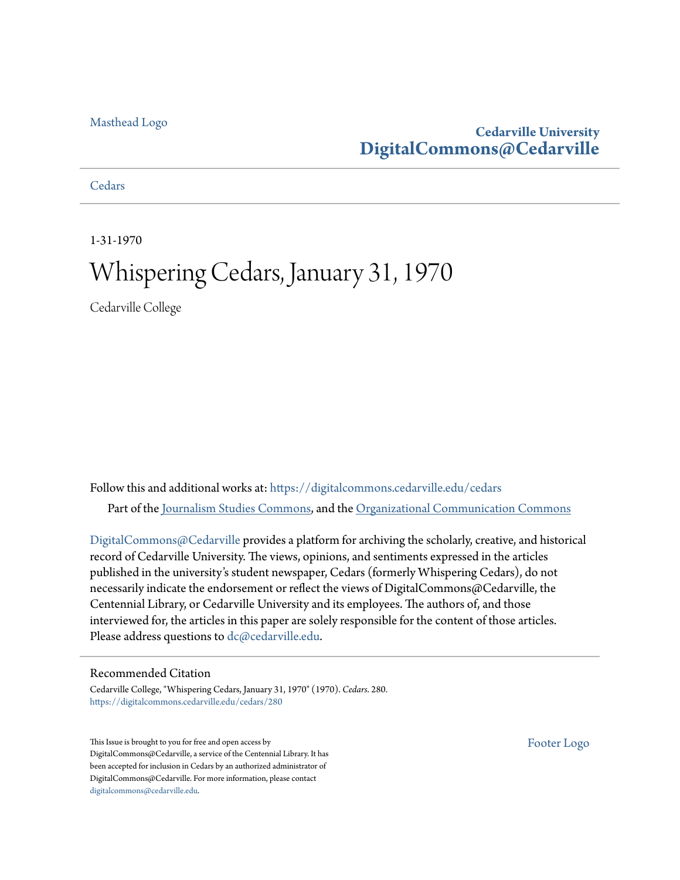Masthead Logo

**Cedarville University**
**DigitalCommons@Cedarville**

Cedars

1-31-1970

# Whispering Cedars, January 31, 1970

Cedarville College

Follow this and additional works at: https://digitalcommons.cedarville.edu/cedars

Part of the Journalism Studies Commons, and the Organizational Communication Commons

DigitalCommons@Cedarville provides a platform for archiving the scholarly, creative, and historical record of Cedarville University. The views, opinions, and sentiments expressed in the articles published in the university's student newspaper, Cedars (formerly Whispering Cedars), do not necessarily indicate the endorsement or reflect the views of DigitalCommons@Cedarville, the Centennial Library, or Cedarville University and its employees. The authors of, and those interviewed for, the articles in this paper are solely responsible for the content of those articles. Please address questions to dc@cedarville.edu.

## Recommended Citation

Cedarville College, "Whispering Cedars, January 31, 1970" (1970). *Cedars*. 280.
https://digitalcommons.cedarville.edu/cedars/280

This Issue is brought to you for free and open access by DigitalCommons@Cedarville, a service of the Centennial Library. It has been accepted for inclusion in Cedars by an authorized administrator of DigitalCommons@Cedarville. For more information, please contact digitalcommons@cedarville.edu.

Footer Logo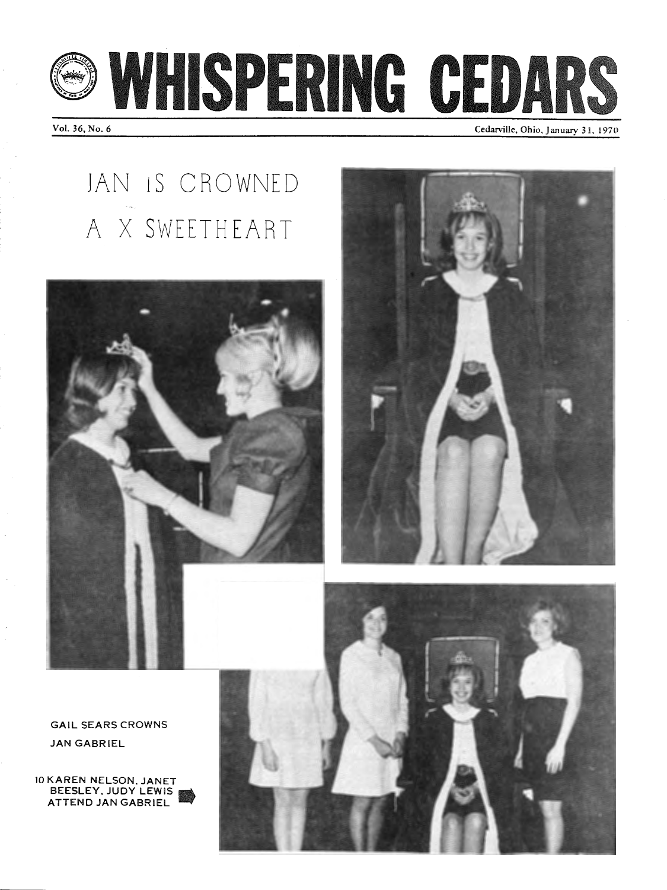# WHISPERING CEDARS

Vol. 36, No. 6

Cedarville, Ohio, January 31, 1970

## JAN IS CROWNED A X SWEETHEART

GAIL SEARS CROWNS JAN GABRIEL

10 KAREN NELSON, JANET BEESLEY, JUDY LEWIS ATTEND JAN GABRIEL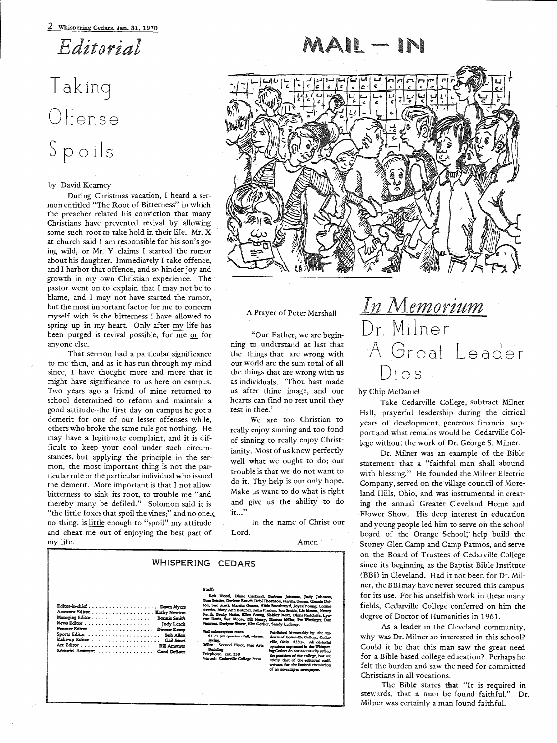# Editorial

## Taking Offense Spoils

by David Kearney

During Christmas vacation, I heard a sermon entitled "The Root of Bitterness" in which the preacher related his conviction that many Christians have prevented revival by allowing some such root to take hold in their life. Mr. X at church said I am responsible for his son's going wild, or Mr. Y claims I started the rumor about his daughter. Immediately I take offence, and I harbor that offence, and so hinder joy and growth in my own Christian experience. The pastor went on to explain that I may not be to blame, and I may not have started the rumor, but the most important factor for me to concern myself with is the bitterness I have allowed to spring up in my heart. Only after my life has been purged is revival possible, for me or for anyone else.

That sermon had a particular significance to me then, and as it has run through my mind since, I have thought more and more that it might have significance to us here on campus. Two years ago a friend of mine returned to school determined to reform and maintain a good attitude–the first day on campus he got a demerit for one of our lesser offenses while, others who broke the same rule got nothing. He may have a legitimate complaint, and it is difficult to keep your cool under such circumstances, but applying the principle in the sermon, the most important thing is not the particular rule or the particular individual who issued the demerit. More important is that I not allow bitterness to sink its root, to trouble me "and thereby many be defiled." Solomon said it is "the little foxes that spoil the vines;" and no one, no thing, is little enough to "spoil" my attitude and cheat me out of enjoying the best part of my life.

# MAIL — IN

A Prayer of Peter Marshall

"Our Father, we are beginning to understand at last that the things that are wrong with our world are the sum total of all the things that are wrong with us as individuals. 'Thou hast made us after thine image, and our hearts can find no rest until they rest in thee.'

We are too Christian to really enjoy sinning and too fond of sinning to really enjoy Christianity. Most of us know perfectly well what we ought to do; our trouble is that we do not want to do it. Thy help is our only hope. Make us want to do what is right and give us the ability to do it..."

In the name of Christ our Lord.

Amen

# In Memorium

## Dr. Milner A Great Leader Dies

by Chip McDaniel

Take Cedarville College, subtract Milner Hall, prayerful leadership during the citrical years of development, generous financial support and what remains would be Cedarville College without the work of Dr. George S. Milner.

Dr. Milner was an example of the Bible statement that a "faithful man shall abound with blessing." He founded the Milner Electric Company, served on the village council of Moreland Hills, Ohio, and was instrumental in creating the annual Greater Cleveland Home and Flower Show. His deep interest in education and young people led him to serve on the school board of the Orange School, help build the Stoney Glen Camp and Camp Patmos, and serve on the Board of Trustees of Cedarville College since its beginning as the Baptist Bible Institute (BBI) in Cleveland. Had it not been for Dr. Milner, the BBI may have never secured this campus for its use. For his unselfish work in these many fields, Cedarville College conferred on him the degree of Doctor of Humanities in 1961.

As a leader in the Cleveland community, why was Dr. Milner so interested in this school? Could it be that this man saw the great need for a Bible based college education? Perhaps he felt the burden and saw the need for committed Christians in all vocations.

The Bible states that "It is required in stewards, that a man be found faithful." Dr. Milner was certainly a man found faithful.

## WHISPERING CEDARS

| | |
|---|---|
| Editor-in-chief | Dawn Myers |
| Assistant Editor | Kathy Newton |
| Managing Editor | Bonnie Smith |
| News Editor | Judy Leach |
| Feature Editor | Dianne Kemp |
| Sports Editor | Bob Allen |
| Make-up Editor | Gail Sears |
| Art Editor | Bill Amstutz |
| Editorial Assistant | Carol DeBoer |

Staff:
Bob Wood, Diane Cockerill, Barbara Johnson, Judy Johnson, Tom Seidler, Darlene Rouch, Debi Thomson, Martha Osman, Glenda Dolton, Sue Scott, Marsha Osman, Hilda Boothroyd, Joyce Young, Connie Averitt, Mary Ann Butcher, John Pruden, Jon Smith, Lin Mason, Nancy Smith, Becky Mohn, Ellen Young, Shirley Mott, Diana Radcliffe, Lynette Davis, Sue Moore, Bill Henry, Sharon Miller, Pat Wininger, Don Manross, Darlyne Woest, Kim Gerber, Sandy Lathrop.

Mail subscription rates: $1.25 per quarter - fall, winter, spring.
Office: Second Floor, Fine Arts Building
Telephone: ext. 238
Printed: Cedarville College Press

Published bi-monthly by the students of Cedarville College, Cedarville, Ohio 45314. All editorial opinions expressed in the Whispering Cedars do not necessarily reflect the position of the college, but are solely that of the editorial staff, written for the limited circulation of an on-campus newspaper.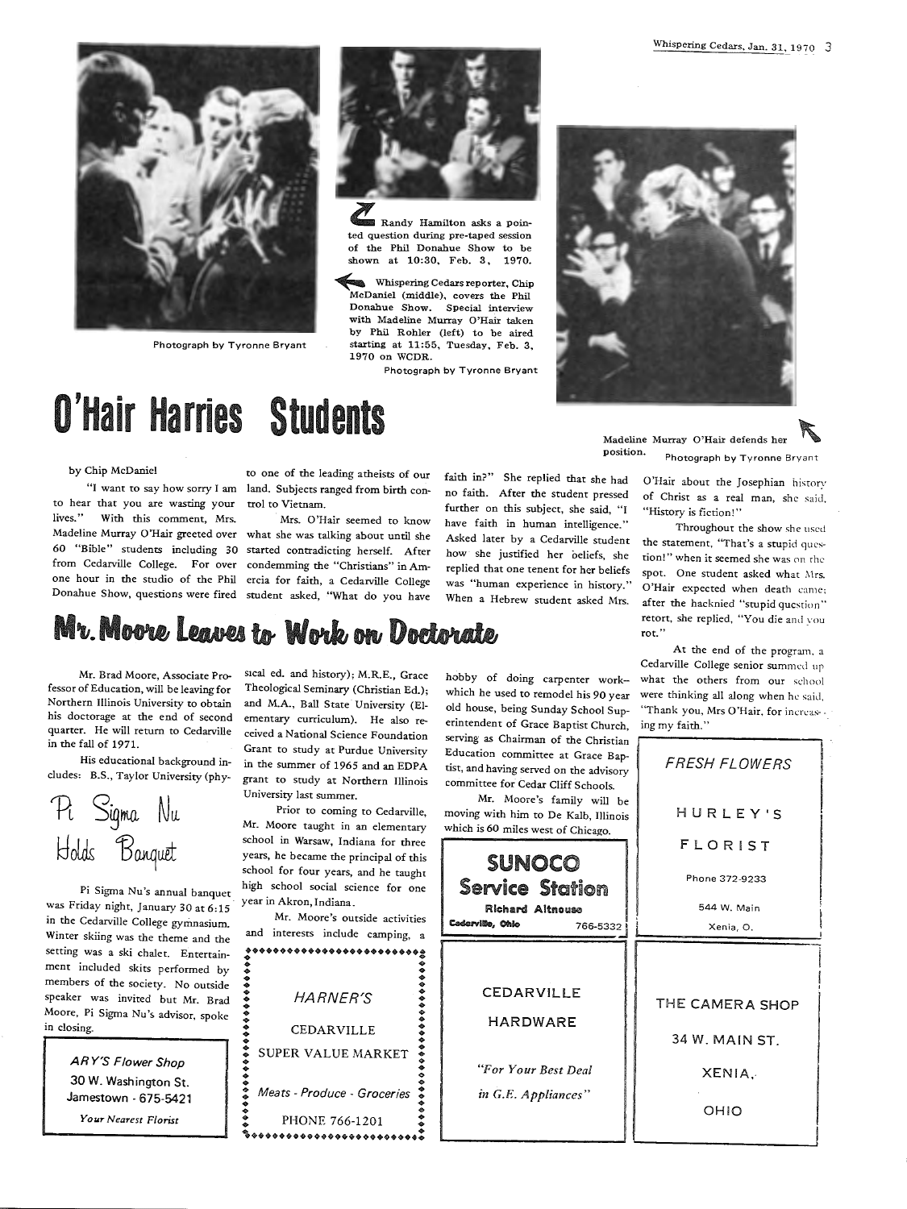Photograph by Tyronne Bryant

Randy Hamilton asks a pointed question during pre-taped session of the Phil Donahue Show to be shown at 10:30, Feb. 3, 1970.

Whispering Cedars reporter, Chip McDaniel (middle), covers the Phil Donahue Show. Special interview with Madeline Murray O'Hair taken by Phil Rohler (left) to be aired starting at 11:55, Tuesday, Feb. 3, 1970 on WCDR.

Photograph by Tyronne Bryant

Madeline Murray O'Hair defends her position.

Photograph by Tyronne Bryant

# O'Hair Harries Students

by Chip McDaniel

"I want to say how sorry I am to hear that you are wasting your lives." With this comment, Mrs. Madeline Murray O'Hair greeted over 60 "Bible" students including 30 from Cedarville College. For over one hour in the studio of the Phil Donahue Show, questions were fired to one of the leading atheists of our land. Subjects ranged from birth control to Vietnam.

Mrs. O'Hair seemed to know what she was talking about until she started contradicting herself. After condemming the "Christians" in Amercia for faith, a Cedarville College student asked, "What do you have faith in?" She replied that she had no faith. After the student pressed further on this subject, she said, "I have faith in human intelligence." Asked later by a Cedarville student how she justified her beliefs, she replied that one tenent for her beliefs was "human experience in history." When a Hebrew student asked Mrs. O'Hair about the Josephian history of Christ as a real man, she said, "History is fiction!"

Throughout the show she used the statement, "That's a stupid question!" when it seemed she was on the spot. One student asked what Mrs. O'Hair expected when death came; after the hacknied "stupid question" retort, she replied, "You die and you rot."

At the end of the program, a Cedarville College senior summed up what the others from our school were thinking all along when he said, "Thank you, Mrs O'Hair, for increasing my faith."

# Mr. Moore Leaves to Work on Doctorate

Mr. Brad Moore, Associate Professor of Education, will be leaving for Northern Illinois University to obtain his doctorage at the end of second quarter. He will return to Cedarville in the fall of 1971.

His educational background includes: B.S., Taylor University (physical ed. and history); M.R.E., Grace Theological Seminary (Christian Ed.); and M.A., Ball State University (Elementary curriculum). He also received a National Science Foundation Grant to study at Purdue University in the summer of 1965 and an EDPA grant to study at Northern Illinois University last summer.

Prior to coming to Cedarville, Mr. Moore taught in an elementary school in Warsaw, Indiana for three years, he became the principal of this school for four years, and he taught high school social science for one year in Akron, Indiana.

Mr. Moore's outside activities and interests include camping, a hobby of doing carpenter work– which he used to remodel his 90 year old house, being Sunday School Superintendent of Grace Baptist Church, serving as Chairman of the Christian Education committee at Grace Baptist, and having served on the advisory committee for Cedar Cliff Schools.

Mr. Moore's family will be moving with him to De Kalb, Illinois which is 60 miles west of Chicago.

# Pi Sigma Nu Holds Banquet

Pi Sigma Nu's annual banquet was Friday night, January 30 at 6:15 in the Cedarville College gymnasium. Winter skiing was the theme and the setting was a ski chalet. Entertainment included skits performed by members of the society. No outside speaker was invited but Mr. Brad Moore, Pi Sigma Nu's advisor, spoke in closing.

*ARY'S Flower Shop*
30 W. Washington St.
Jamestown - 675-5421
*Your Nearest Florist*

*HARNER'S*
CEDARVILLE
SUPER VALUE MARKET
*Meats - Produce - Groceries*
PHONE 766-1201

**SUNOCO Service Station**
Richard Altnouse
Cedarville, Ohio 766-5332

CEDARVILLE HARDWARE
*"For Your Best Deal in G.E. Appliances"*

*FRESH FLOWERS*
HURLEY'S FLORIST
Phone 372-9233
544 W. Main
Xenia, O.

THE CAMERA SHOP
34 W. MAIN ST.
XENIA, OHIO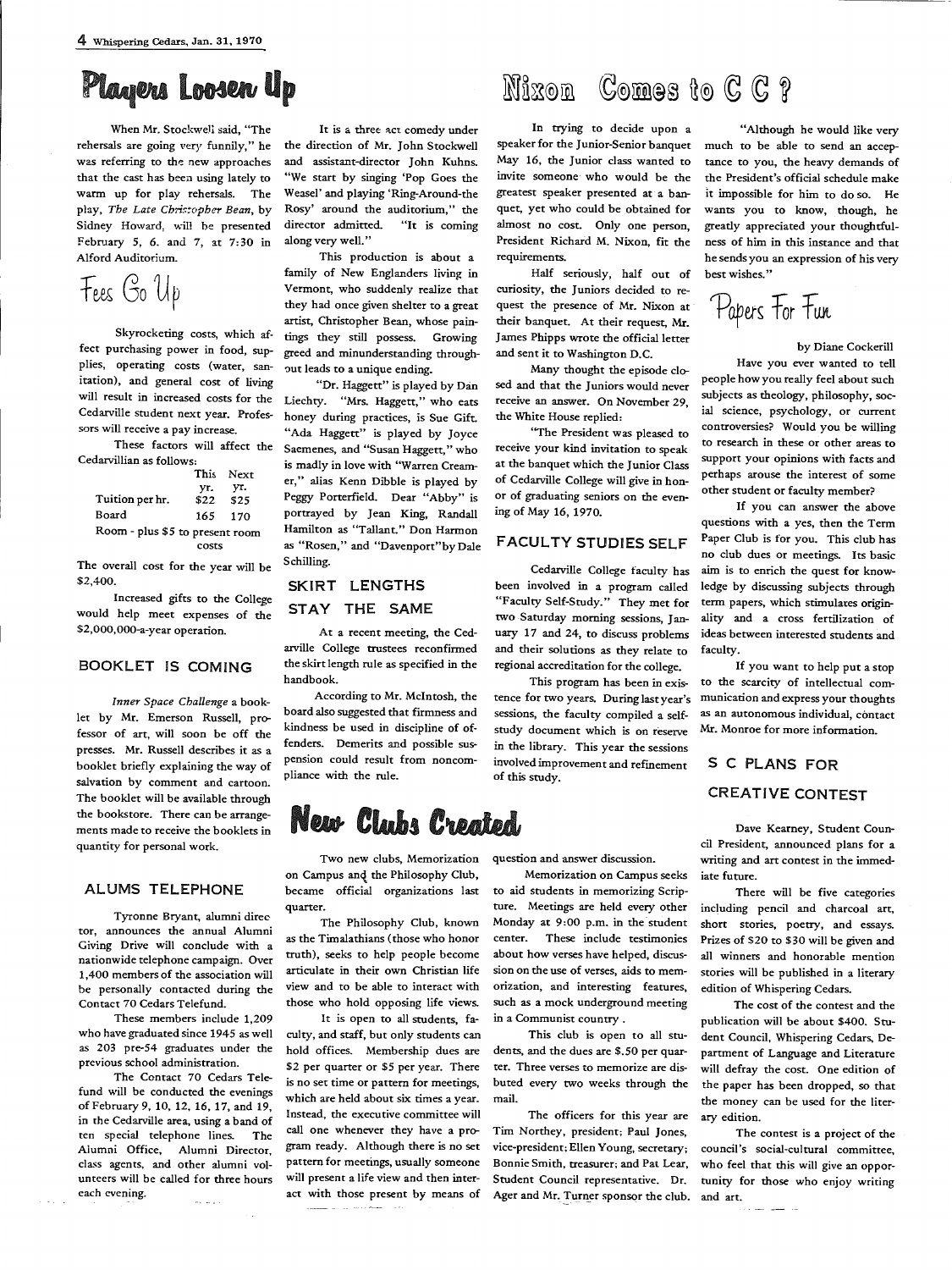## Players Loosen Up

When Mr. Stockwell said, "The rehersals are going very funnily," he was referring to the new approaches that the cast has been using lately to warm up for play rehersals. The play, *The Late Christopher Bean*, by Sidney Howard, will be presented February 5, 6, and 7, at 7:30 in Alford Auditorium.

It is a three act comedy under the direction of Mr. John Stockwell and assistant-director John Kuhns. "We start by singing 'Pop Goes the Weasel' and playing 'Ring-Around-the Rosy' around the auditorium," the director admitted. "It is coming along very well."

This production is about a family of New Englanders living in Vermont, who suddenly realize that they had once given shelter to a great artist, Christopher Bean, whose paintings they still possess. Growing greed and minunderstanding throughout leads to a unique ending.

"Dr. Haggett" is played by Dan Liechty. "Mrs. Haggett," who eats honey during practices, is Sue Gift. "Ada Haggett" is played by Joyce Saemenes, and "Susan Haggett," who is madly in love with "Warren Creamer," alias Kenn Dibble is played by Peggy Porterfield. Dear "Abby" is portrayed by Jean King, Randall Hamilton as "Tallant." Don Harmon as "Rosen," and "Davenport" by Dale Schilling.

## Fees Go Up

Skyrocketing costs, which affect purchasing power in food, supplies, operating costs (water, sanitation), and general cost of living will result in increased costs for the Cedarville student next year. Professors will receive a pay increase.

These factors will affect the Cedarvillian as follows:

| | This yr. | Next yr. |
|---|---|---|
| Tuition per hr. | $22 | $25 |
| Board | 165 | 170 |
| Room - plus $5 to present room costs | | |

The overall cost for the year will be $2,400.

Increased gifts to the College would help meet expenses of the $2,000,000-a-year operation.

## BOOKLET IS COMING

*Inner Space Challenge* a booklet by Mr. Emerson Russell, professor of art, will soon be off the presses. Mr. Russell describes it as a booklet briefly explaining the way of salvation by comment and cartoon. The booklet will be available through the bookstore. There can be arrangements made to receive the booklets in quantity for personal work.

## ALUMS TELEPHONE

Tyronne Bryant, alumni director, announces the annual Alumni Giving Drive will conclude with a nationwide telephone campaign. Over 1,400 members of the association will be personally contacted during the Contact 70 Cedars Telefund.

These members include 1,209 who have graduated since 1945 as well as 203 pre-54 graduates under the previous school administration.

The Contact 70 Cedars Telefund will be conducted the evenings of February 9, 10, 12, 16, 17, and 19, in the Cedarville area, using a band of ten special telephone lines. The Alumni Office, Alumni Director, class agents, and other alumni volunteers will be called for three hours each evening.

## SKIRT LENGTHS STAY THE SAME

At a recent meeting, the Cedarville College trustees reconfirmed the skirt length rule as specified in the handbook.

According to Mr. McIntosh, the board also suggested that firmness and kindness be used in discipline of offenders. Demerits and possible suspension could result from noncompliance with the rule.

## Nixon Comes to C C ?

In trying to decide upon a speaker for the Junior-Senior banquet May 16, the Junior class wanted to invite someone who would be the greatest speaker presented at a banquet, yet who could be obtained for almost no cost. Only one person, President Richard M. Nixon, fit the requirements.

Half seriously, half out of curiosity, the Juniors decided to request the presence of Mr. Nixon at their banquet. At their request, Mr. James Phipps wrote the official letter and sent it to Washington D.C.

Many thought the episode closed and that the Juniors would never receive an answer. On November 29, the White House replied:

"The President was pleased to receive your kind invitation to speak at the banquet which the Junior Class of Cedarville College will give in honor of graduating seniors on the evening of May 16, 1970.

"Although he would like very much to be able to send an acceptance to you, the heavy demands of the President's official schedule make it impossible for him to do so. He wants you to know, though, he greatly appreciated your thoughtfulness of him in this instance and that he sends you an expression of his very best wishes."

## FACULTY STUDIES SELF

Cedarville College faculty has been involved in a program called "Faculty Self-Study." They met for two Saturday morning sessions, January 17 and 24, to discuss problems and their solutions as they relate to regional accreditation for the college.

This program has been in existence for two years. During last year's sessions, the faculty compiled a self-study document which is on reserve in the library. This year the sessions involved improvement and refinement of this study.

## Papers For Fun

by Diane Cockerill

Have you ever wanted to tell people how you really feel about such subjects as theology, philosophy, social science, psychology, or current controversies? Would you be willing to research in these or other areas to support your opinions with facts and perhaps arouse the interest of some other student or faculty member?

If you can answer the above questions with a yes, then the Term Paper Club is for you. This club has no club dues or meetings. Its basic aim is to enrich the quest for knowledge by discussing subjects through term papers, which stimulates originality and a cross fertilization of ideas between interested students and faculty.

If you want to help put a stop to the scarcity of intellectual communication and express your thoughts as an autonomous individual, contact Mr. Monroe for more information.

## New Clubs Created

Two new clubs, Memorization on Campus and the Philosophy Club, became official organizations last quarter.

The Philosophy Club, known as the Timalathians (those who honor truth), seeks to help people become articulate in their own Christian life view and to be able to interact with those who hold opposing life views.

It is open to all students, faculty, and staff, but only students can hold offices. Membership dues are $2 per quarter or $5 per year. There is no set time or pattern for meetings, which are held about six times a year. Instead, the executive committee will call one whenever they have a program ready. Although there is no set pattern for meetings, usually someone will present a life view and then interact with those present by means of question and answer discussion.

Memorization on Campus seeks to aid students in memorizing Scripture. Meetings are held every other Monday at 9:00 p.m. in the student center. These include testimonies about how verses have helped, discussion on the use of verses, aids to memorization, and interesting features, such as a mock underground meeting in a Communist country.

This club is open to all students, and the dues are $.50 per quarter. Three verses to memorize are distributed every two weeks through the mail.

The officers for this year are Tim Northey, president; Paul Jones, vice-president; Ellen Young, secretary; Bonnie Smith, treasurer; and Pat Lear, Student Council representative. Dr. Ager and Mr. Turner sponsor the club.

## S C PLANS FOR CREATIVE CONTEST

Dave Kearney, Student Council President, announced plans for a writing and art contest in the immediate future.

There will be five categories including pencil and charcoal art, short stories, poetry, and essays. Prizes of $20 to $30 will be given and all winners and honorable mention stories will be published in a literary edition of Whispering Cedars.

The cost of the contest and the publication will be about $400. Student Council, Whispering Cedars, Department of Language and Literature will defray the cost. One edition of the paper has been dropped, so that the money can be used for the literary edition.

The contest is a project of the council's social-cultural committee, who feel that this will give an opportunity for those who enjoy writing and art.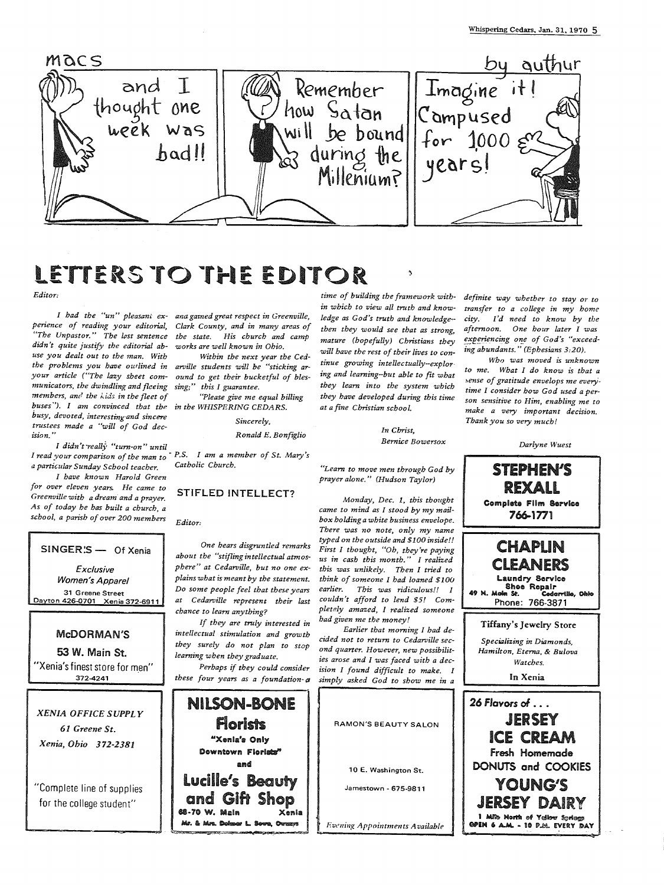macs

by authur

and I thought one week was bad!!

Remember how Satan will be bound during the Millenium?

Imagine it! Campused for 1000 years!

# LETTERS TO THE EDITOR

Editor:

*I had the "un" pleasant experience of reading your editorial, "The Unpastor." The last sentence didn't quite justify the editorial abuse you dealt out to the man. With the problems you have outlined in your article ("The lazy sheet communicators, the dwindling and fleeing members, and the kids in the fleet of buses"). I am convinced that the busy, devoted, interesting and sincere trustees made a "will of God decision."*

*I didn't really "turn-on" until I read your comparison of the man to a particular Sunday School teacher.*

*I have known Harold Green for over eleven years. He came to Greenville with a dream and a prayer. As of today he has built a church, a school, a parish of over 200 members and gained great respect in Greenville, Clark County, and in many areas of the state. His church and camp works are well known in Ohio.*

*Within the next year the Cedarville students will be "sticking around to get their bucketful of blessing;" this I guarantee.*

*"Please give me equal billing in the WHISPERING CEDARS.*

*Sincerely,*

*Ronald E. Bonfiglio*

*P.S. I am a member of St. Mary's Catholic Church.*

## STIFLED INTELLECT?

Editor:

*One hears disgruntled remarks about the "stifling intellectual atmosphere" at Cedarville, but no one explains what is meant by the statement. Do some people feel that these years at Cedarville represent their last chance to learn anything?*

*If they are truly interested in intellectual stimulation and growth they surely do not plan to stop learning when they graduate.*

*Perhaps if they could consider these four years as a foundation-a time of building the framework within which to view all truth and knowledge as God's truth and knowledge--then they would see that as strong, mature (hopefully) Christians they will have the rest of their lives to continue growing intellectually--exploring and learning--but able to fit what they learn into the system which they have developed during this time at a fine Christian school.*

*In Christ,*

*Bernice Bowersox*

*"Learn to move men through God by prayer alone." (Hudson Taylor)*

*Monday, Dec. 1, this thought came to mind as I stood by my mailbox holding a white business envelope. There was no note, only my name typed on the outside and $100 inside!! First I thought, "Oh, they're paying us in cash this month." I realized this was unlikely. Then I tried to think of someone I had loaned $100 earlier. This was ridiculous!! I couldn't afford to lend $5! Completely amazed, I realized someone had given me the money!*

*Earlier that morning I had decided not to return to Cedarville second quarter. However, new possibilities arose and I was faced with a decision I found difficult to make. I simply asked God to show me in a definite way whether to stay or to transfer to a college in my home city. I'd need to know by the afternoon. One hour later I was experiencing one of God's "exceeding abundants." (Ephesians 3:20).*

*Who was moved is unknown to me. What I do know is that a sense of gratitude envelops me everytime I consider how God used a person sensitive to Him, enabling me to make a very important decision. Thank you so very much!*

*Darlyne Wuest*

---

**SINGER'S — Of Xenia**

*Exclusive Women's Apparel*

31 Greene Street

Dayton 426-0701 Xenia 372-6911

---

**McDORMAN'S**

**53 W. Main St.**

"Xenia's finest store for men"

372-4241

---

*XENIA OFFICE SUPPLY*

*61 Greene St.*

*Xenia, Ohio 372-2381*

"Complete line of supplies for the college student"

---

**NILSON-BONE Florists**

**"Xenia's Only Downtown Florists"**

**and**

**Lucille's Beauty and Gift Shop**

**68-70 W. Main Xenia**

**Mr. & Mrs. Delmar L. Bone, Owners**

---

RAMON'S BEAUTY SALON

10 E. Washington St.

Jamestown - 675-9811

*Evening Appointments Available*

---

**STEPHEN'S REXALL**

**Complete Film Service**

**766-1771**

---

**CHAPLIN CLEANERS**

**Laundry Service**

**Shoe Repair**

**49 N. Main St. Cedarville, Ohio**

Phone: 766-3871

---

**Tiffany's Jewelry Store**

*Specializing in Diamonds, Hamilton, Eterna, & Bulova Watches.*

In Xenia

---

**26 Flavors of ...**

**JERSEY ICE CREAM**

**Fresh Homemade DONUTS and COOKIES**

**YOUNG'S JERSEY DAIRY**

**1 Mile North of Yellow Springs**

**OPEN 6 A.M. - 10 P.M. EVERY DAY**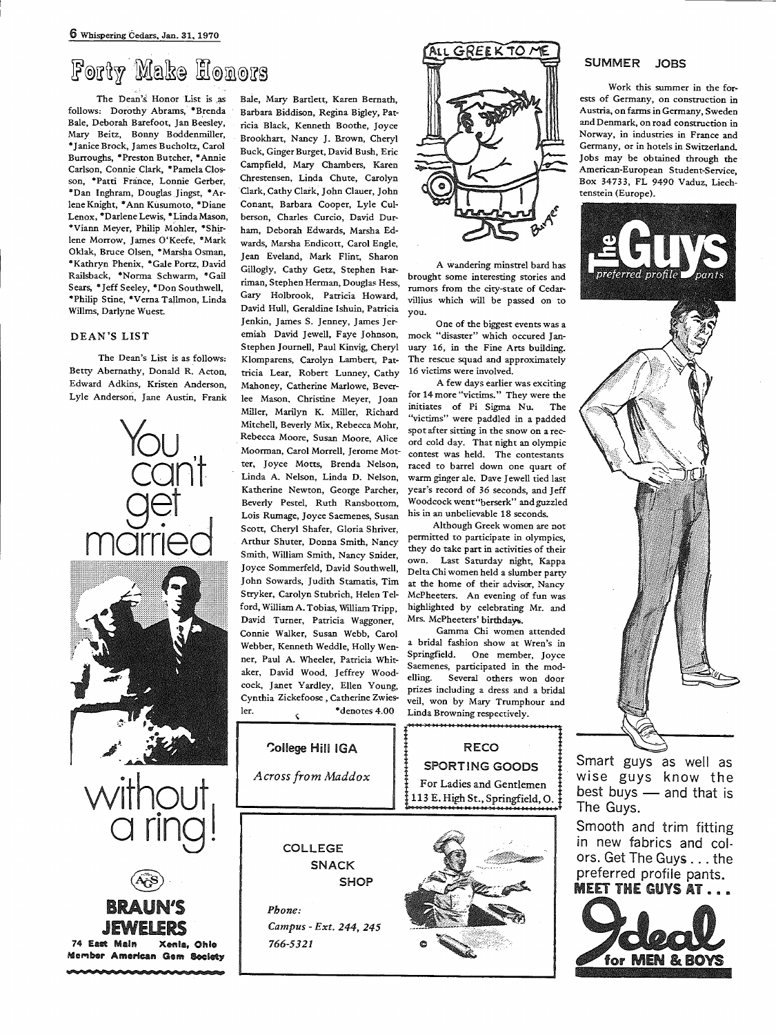# Forty Make Honors

The Dean's Honor List is as follows: Dorothy Abrams, *Brenda Bale, Deborah Barefoot, Jan Beesley, Mary Beitz, Bonny Boddenmiller, *Janice Brock, James Bucholtz, Carol Burroughs, *Preston Butcher, *Annie Carlson, Connie Clark, *Pamela Closson, *Patti France, Lonnie Gerber, *Dan Inghram, Douglas Jingst, *Arlene Knight, *Ann Kusumoto, *Diane Lenox, *Darlene Lewis, *Linda Mason, *Viann Meyer, Philip Mohler, *Shirlene Morrow, James O'Keefe, *Mark Oklak, Bruce Olsen, *Marsha Osman, *Kathryn Phenix, *Gale Portz, David Railsback, *Norma Schwarm, *Gail Sears, *Jeff Seeley, *Don Southwell, *Philip Stine, *Verna Tallmon, Linda Willms, Darlyne Wuest.

## DEAN'S LIST

The Dean's List is as follows: Betty Abernathy, Donald R. Acton, Edward Adkins, Kristen Anderson, Lyle Anderson, Jane Austin, Frank Bale, Mary Bartlett, Karen Bernath, Barbara Biddison, Regina Bigley, Patricia Black, Kenneth Boothe, Joyce Brookhart, Nancy J. Brown, Cheryl Buck, Ginger Burget, David Bush, Eric Campfield, Mary Chambers, Karen Chrestensen, Linda Chute, Carolyn Clark, Cathy Clark, John Clauer, John Conant, Barbara Cooper, Lyle Culberson, Charles Curcio, David Durham, Deborah Edwards, Marsha Edwards, Marsha Endicott, Carol Engle, Jean Eveland, Mark Flint, Sharon Gillogly, Cathy Getz, Stephen Harriman, Stephen Herman, Douglas Hess, Gary Holbrook, Patricia Howard, David Hull, Geraldine Ishuin, Patricia Jenkin, James S. Jenney, James Jeremiah David Jewell, Faye Johnson, Stephen Journell, Paul Kinvig, Cheryl Klomparens, Carolyn Lambert, Patricia Lear, Robert Lunney, Cathy Mahoney, Catherine Marlowe, Beverlee Mason, Christine Meyer, Joan Miller, Marilyn K. Miller, Richard Mitchell, Beverly Mix, Rebecca Mohr, Rebecca Moore, Susan Moore, Alice Moorman, Carol Morrell, Jerome Motter, Joyce Motts, Brenda Nelson, Linda A. Nelson, Linda D. Nelson, Katherine Newton, George Parcher, Beverly Pestel, Ruth Ransbottom, Lois Rumage, Joyce Saemenes, Susan Scott, Cheryl Shafer, Gloria Shriver, Arthur Shuter, Donna Smith, Nancy Smith, William Smith, Nancy Snider, Joyce Sommerfeld, David Southwell, John Sowards, Judith Stamatis, Tim Stryker, Carolyn Stubrich, Helen Telford, William A. Tobias, William Tripp, David Turner, Patricia Waggoner, Connie Walker, Susan Webb, Carol Webber, Kenneth Weddle, Holly Wenner, Paul A. Wheeler, Patricia Whitaker, David Wood, Jeffrey Woodcock, Janet Yardley, Ellen Young, Cynthia Zickefoose, Catherine Zwiesler.

*denotes 4.00

You can't get married without a ring!

**BRAUN'S JEWELERS**
74 East Main Xenia, Ohio
Member American Gem Society

## ALL GREEK TO ME

A wandering minstrel bard has brought some interesting stories and rumors from the city-state of Cedarvillius which will be passed on to you.

One of the biggest events was a mock "disaster" which occured January 16, in the Fine Arts building. The rescue squad and approximately 16 victims were involved.

A few days earlier was exciting for 14 more "victims." They were the initiates of Pi Sigma Nu. The "victims" were paddled in a padded spot after sitting in the snow on a record cold day. That night an olympic contest was held. The contestants raced to barrel down one quart of warm ginger ale. Dave Jewell tied last year's record of 36 seconds, and Jeff Woodcock went "berserk" and guzzled his in an unbelievable 18 seconds.

Although Greek women are not permitted to participate in olympics, they do take part in activities of their own. Last Saturday night, Kappa Delta Chi women held a slumber party at the home of their advisor, Nancy McPheeters. An evening of fun was highlighted by celebrating Mr. and Mrs. McPheeters' birthdays.

Gamma Chi women attended a bridal fashion show at Wren's in Springfield. One member, Joyce Saemenes, participated in the modelling. Several others won door prizes including a dress and a bridal veil, won by Mary Trumphour and Linda Browning respectively.

**College Hill IGA**
*Across from Maddox*

**RECO SPORTING GOODS**
For Ladies and Gentlemen
113 E. High St., Springfield, O.

**COLLEGE SNACK SHOP**
*Phone:*
*Campus - Ext. 244, 245*
*766-5321*

## SUMMER JOBS

Work this summer in the forests of Germany, on construction in Austria, on farms in Germany, Sweden and Denmark, on road construction in Norway, in industries in France and Germany, or in hotels in Switzerland. Jobs may be obtained through the American-European Student-Service, Box 34733, FL 9490 Vaduz, Liechtenstein (Europe).

**The Guys** *preferred profile pants*

Smart guys as well as wise guys know the best buys — and that is The Guys.

Smooth and trim fitting in new fabrics and colors. Get The Guys . . . the preferred profile pants.

**MEET THE GUYS AT . . .**

**Ideal for MEN & BOYS**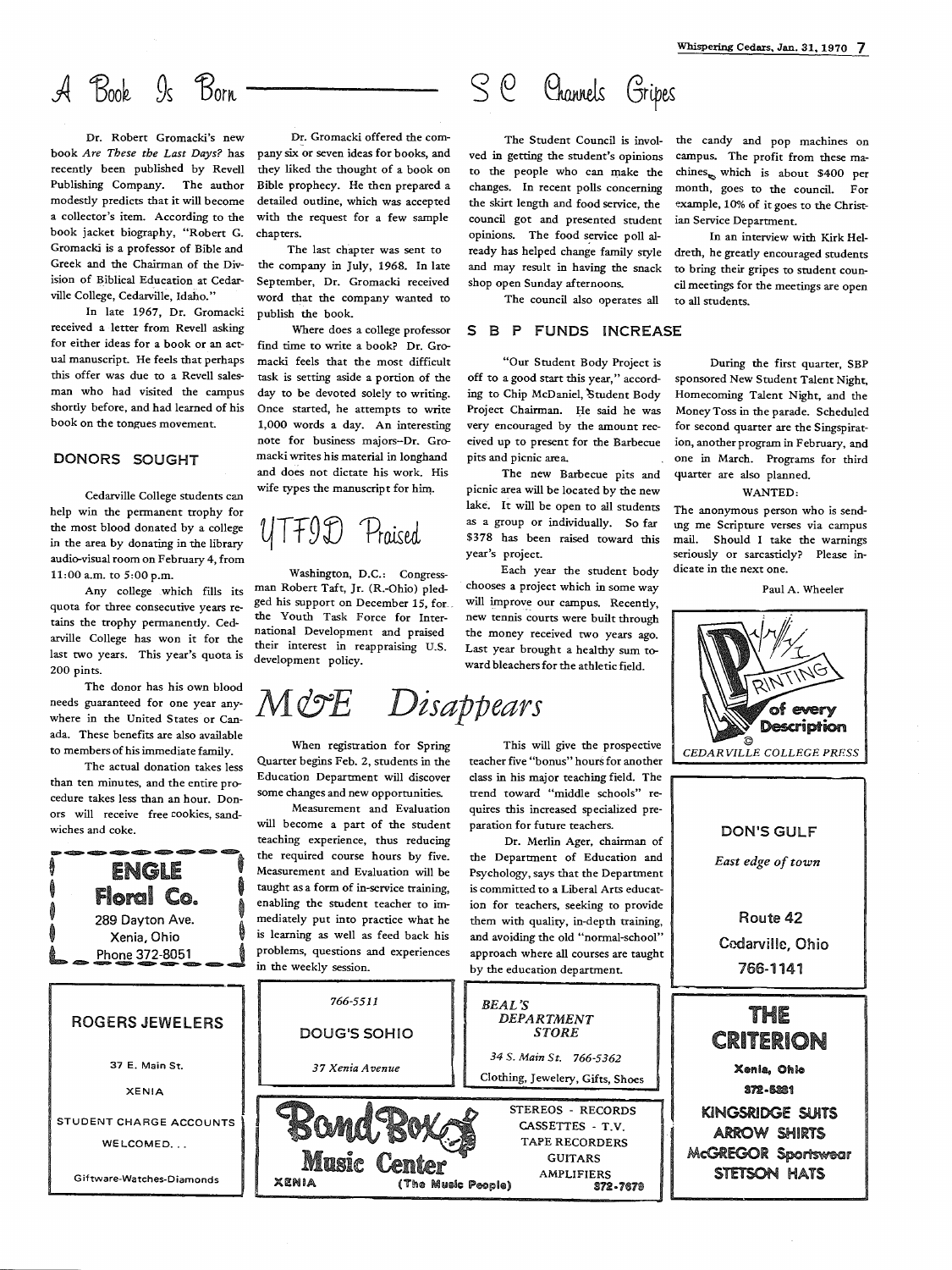# A Book Is Born

Dr. Robert Gromacki's new book *Are These the Last Days?* has recently been published by Revell Publishing Company. The author modestly predicts that it will become a collector's item. According to the book jacket biography, "Robert G. Gromacki is a professor of Bible and Greek and the Chairman of the Division of Biblical Education at Cedarville College, Cedarville, Idaho."

In late 1967, Dr. Gromacki received a letter from Revell asking for either ideas for a book or an actual manuscript. He feels that perhaps this offer was due to a Revell salesman who had visited the campus shortly before, and had learned of his book on the tongues movement.

Dr. Gromacki offered the company six or seven ideas for books, and they liked the thought of a book on Bible prophecy. He then prepared a detailed outline, which was accepted with the request for a few sample chapters.

The last chapter was sent to the company in July, 1968. In late September, Dr. Gromacki received word that the company wanted to publish the book.

Where does a college professor find time to write a book? Dr. Gromacki feels that the most difficult task is setting aside a portion of the day to be devoted solely to writing. Once started, he attempts to write 1,000 words a day. An interesting note for business majors--Dr. Gromacki writes his material in longhand and does not dictate his work. His wife types the manuscript for him.

## DONORS SOUGHT

Cedarville College students can help win the permanent trophy for the most blood donated by a college in the area by donating in the library audio-visual room on February 4, from 11:00 a.m. to 5:00 p.m.

Any college which fills its quota for three consecutive years retains the trophy permanently. Cedarville College has won it for the last two years. This year's quota is 200 pints.

The donor has his own blood needs guaranteed for one year anywhere in the United States or Canada. These benefits are also available to members of his immediate family.

The actual donation takes less than ten minutes, and the entire procedure takes less than an hour. Donors will receive free cookies, sandwiches and coke.

## YTFID Praised

Washington, D.C.: Congressman Robert Taft, Jr. (R.-Ohio) pledged his support on December 15, for the Youth Task Force for International Development and praised their interest in reappraising U.S. development policy.

# S C Channels Gripes

The Student Council is involved in getting the student's opinions to the people who can make the changes. In recent polls concerning the skirt length and food service, the council got and presented student opinions. The food service poll already has helped change family style and may result in having the snack shop open Sunday afternoons.

The council also operates all the candy and pop machines on campus. The profit from these machines, which is about $400 per month, goes to the council. For example, 10% of it goes to the Christian Service Department.

In an interview with Kirk Heldreth, he greatly encouraged students to bring their gripes to student council meetings for the meetings are open to all students.

## S B P FUNDS INCREASE

"Our Student Body Project is off to a good start this year," according to Chip McDaniel, Student Body Project Chairman. He said he was very encouraged by the amount received up to present for the Barbecue pits and picnic area.

The new Barbecue pits and picnic area will be located by the new lake. It will be open to all students as a group or individually. So far $378 has been raised toward this year's project.

Each year the student body chooses a project which in some way will improve our campus. Recently, new tennis courts were built through the money received two years ago. Last year brought a healthy sum toward bleachers for the athletic field.

During the first quarter, SBP sponsored New Student Talent Night, Homecoming Talent Night, and the Money Toss in the parade. Scheduled for second quarter are the Singspiration, another program in February, and one in March. Programs for third quarter are also planned.

WANTED:

The anonymous person who is sending me Scripture verses via campus mail. Should I take the warnings seriously or sarcasticly? Please indicate in the next one.

Paul A. Wheeler

# M&E Disappears

When registration for Spring Quarter begins Feb. 2, students in the Education Department will discover some changes and new opportunities.

Measurement and Evaluation will become a part of the student teaching experience, thus reducing the required course hours by five. Measurement and Evaluation will be taught as a form of in-service training, enabling the student teacher to immediately put into practice what he is learning as well as feed back his problems, questions and experiences in the weekly session.

This will give the prospective teacher five "bonus" hours for another class in his major teaching field. The trend toward "middle schools" requires this increased specialized preparation for future teachers.

Dr. Merlin Ager, chairman of the Department of Education and Psychology, says that the Department is committed to a Liberal Arts education for teachers, seeking to provide them with quality, in-depth training, and avoiding the old "normal-school" approach where all courses are taught by the education department.

---

PRINTING of every Description
CEDARVILLE COLLEGE PRESS

---

ENGLE Floral Co.
289 Dayton Ave.
Xenia, Ohio
Phone 372-8051

---

DON'S GULF
*East edge of town*
Route 42
Cedarville, Ohio
766-1141

---

ROGERS JEWELERS
37 E. Main St.
XENIA
STUDENT CHARGE ACCOUNTS WELCOMED...
Giftware-Watches-Diamonds

---

766-5511
DOUG'S SOHIO
*37 Xenia Avenue*

---

*BEAL'S DEPARTMENT STORE*
*34 S. Main St. 766-5362*
Clothing, Jewelery, Gifts, Shoes

---

Band Box Music Center
XENIA (The Music People) 372-7679
STEREOS - RECORDS
CASSETTES - T.V.
TAPE RECORDERS
GUITARS
AMPLIFIERS

---

THE CRITERION
Xenia, Ohio
372-5381
KINGSRIDGE SUITS
ARROW SHIRTS
McGREGOR Sportswear
STETSON HATS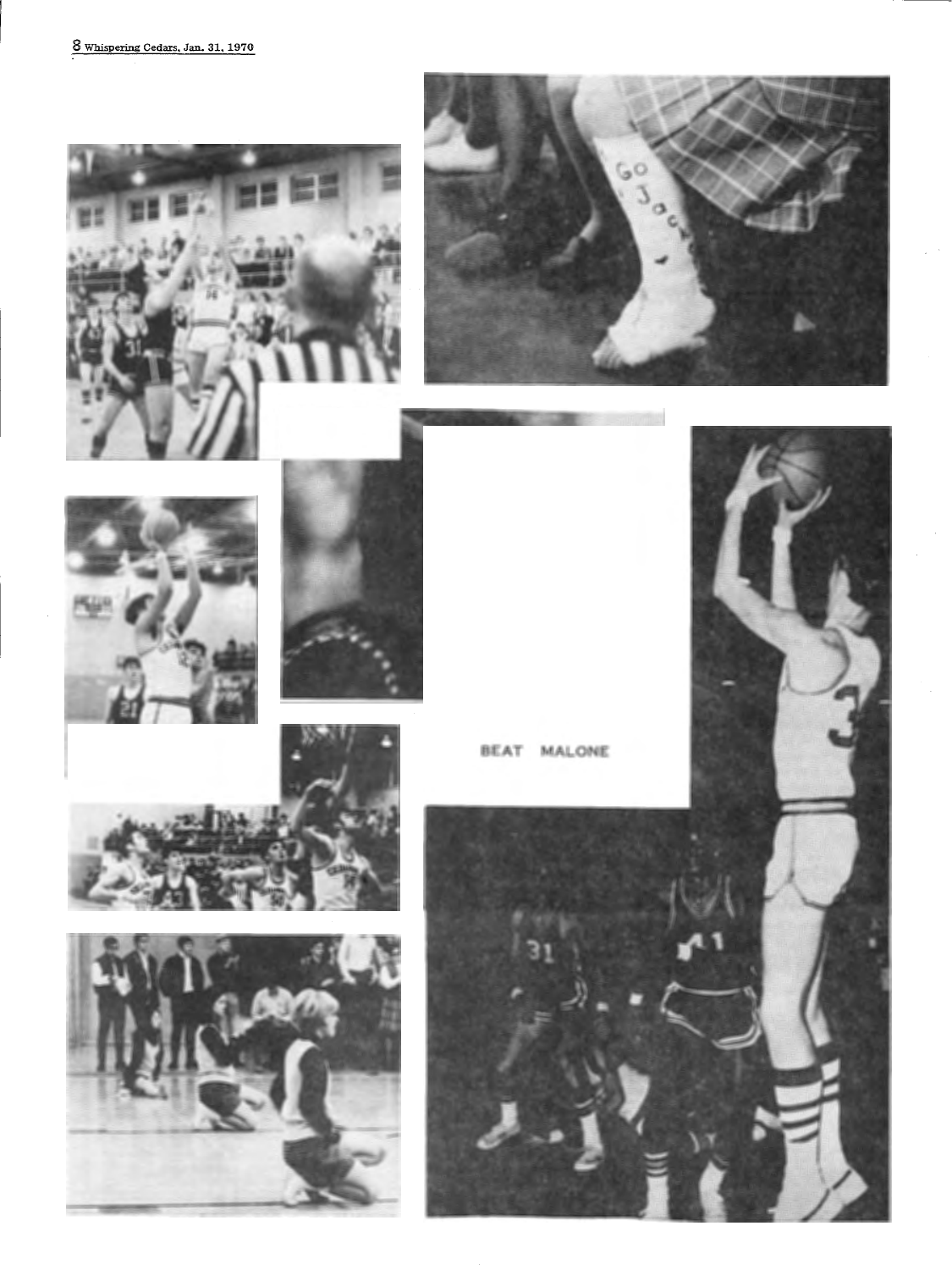BEAT MALONE